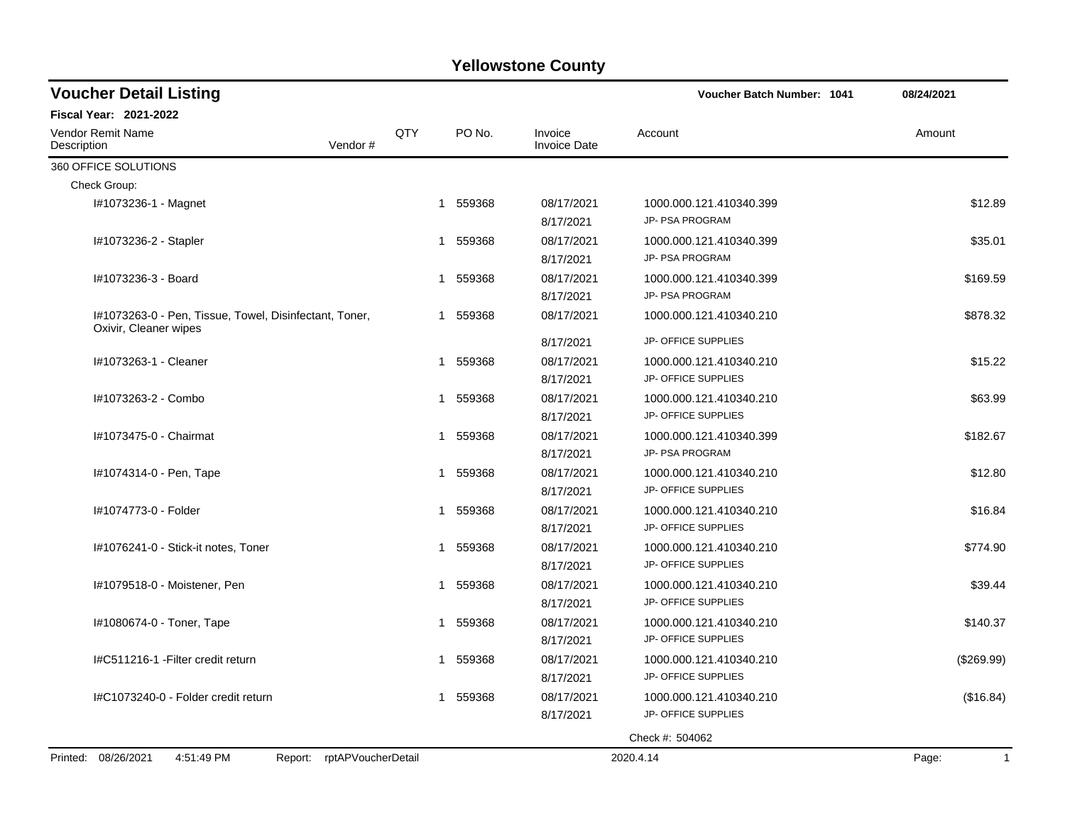# Yellowstone County

## Voucher Detail Listing

**Voucher Batch Number: 1041** 08/24/2021

**Fiscal Year: 2021-2022**

| Vendor Remit Name / Description | Vendor # | QTY | PO No. | Invoice / Invoice Date | Account | Amount |
|---|---|---|---|---|---|---|
| 360 OFFICE SOLUTIONS | | | | | | |
| Check Group: | | | | | | |
| I#1073236-1 - Magnet | | 1 | 559368 | 08/17/2021 / 8/17/2021 | 1000.000.121.410340.399 JP- PSA PROGRAM | $12.89 |
| I#1073236-2 - Stapler | | 1 | 559368 | 08/17/2021 / 8/17/2021 | 1000.000.121.410340.399 JP- PSA PROGRAM | $35.01 |
| I#1073236-3 - Board | | 1 | 559368 | 08/17/2021 / 8/17/2021 | 1000.000.121.410340.399 JP- PSA PROGRAM | $169.59 |
| I#1073263-0 - Pen, Tissue, Towel, Disinfectant, Toner, Oxivir, Cleaner wipes | | 1 | 559368 | 08/17/2021 / 8/17/2021 | 1000.000.121.410340.210 JP- OFFICE SUPPLIES | $878.32 |
| I#1073263-1 - Cleaner | | 1 | 559368 | 08/17/2021 / 8/17/2021 | 1000.000.121.410340.210 JP- OFFICE SUPPLIES | $15.22 |
| I#1073263-2 - Combo | | 1 | 559368 | 08/17/2021 / 8/17/2021 | 1000.000.121.410340.210 JP- OFFICE SUPPLIES | $63.99 |
| I#1073475-0 - Chairmat | | 1 | 559368 | 08/17/2021 / 8/17/2021 | 1000.000.121.410340.399 JP- PSA PROGRAM | $182.67 |
| I#1074314-0 - Pen, Tape | | 1 | 559368 | 08/17/2021 / 8/17/2021 | 1000.000.121.410340.210 JP- OFFICE SUPPLIES | $12.80 |
| I#1074773-0 - Folder | | 1 | 559368 | 08/17/2021 / 8/17/2021 | 1000.000.121.410340.210 JP- OFFICE SUPPLIES | $16.84 |
| I#1076241-0 - Stick-it notes, Toner | | 1 | 559368 | 08/17/2021 / 8/17/2021 | 1000.000.121.410340.210 JP- OFFICE SUPPLIES | $774.90 |
| I#1079518-0 - Moistener, Pen | | 1 | 559368 | 08/17/2021 / 8/17/2021 | 1000.000.121.410340.210 JP- OFFICE SUPPLIES | $39.44 |
| I#1080674-0 - Toner, Tape | | 1 | 559368 | 08/17/2021 / 8/17/2021 | 1000.000.121.410340.210 JP- OFFICE SUPPLIES | $140.37 |
| I#C511216-1 -Filter credit return | | 1 | 559368 | 08/17/2021 / 8/17/2021 | 1000.000.121.410340.210 JP- OFFICE SUPPLIES | ($269.99) |
| I#C1073240-0 - Folder credit return | | 1 | 559368 | 08/17/2021 / 8/17/2021 | 1000.000.121.410340.210 JP- OFFICE SUPPLIES | ($16.84) |

Check #: 504062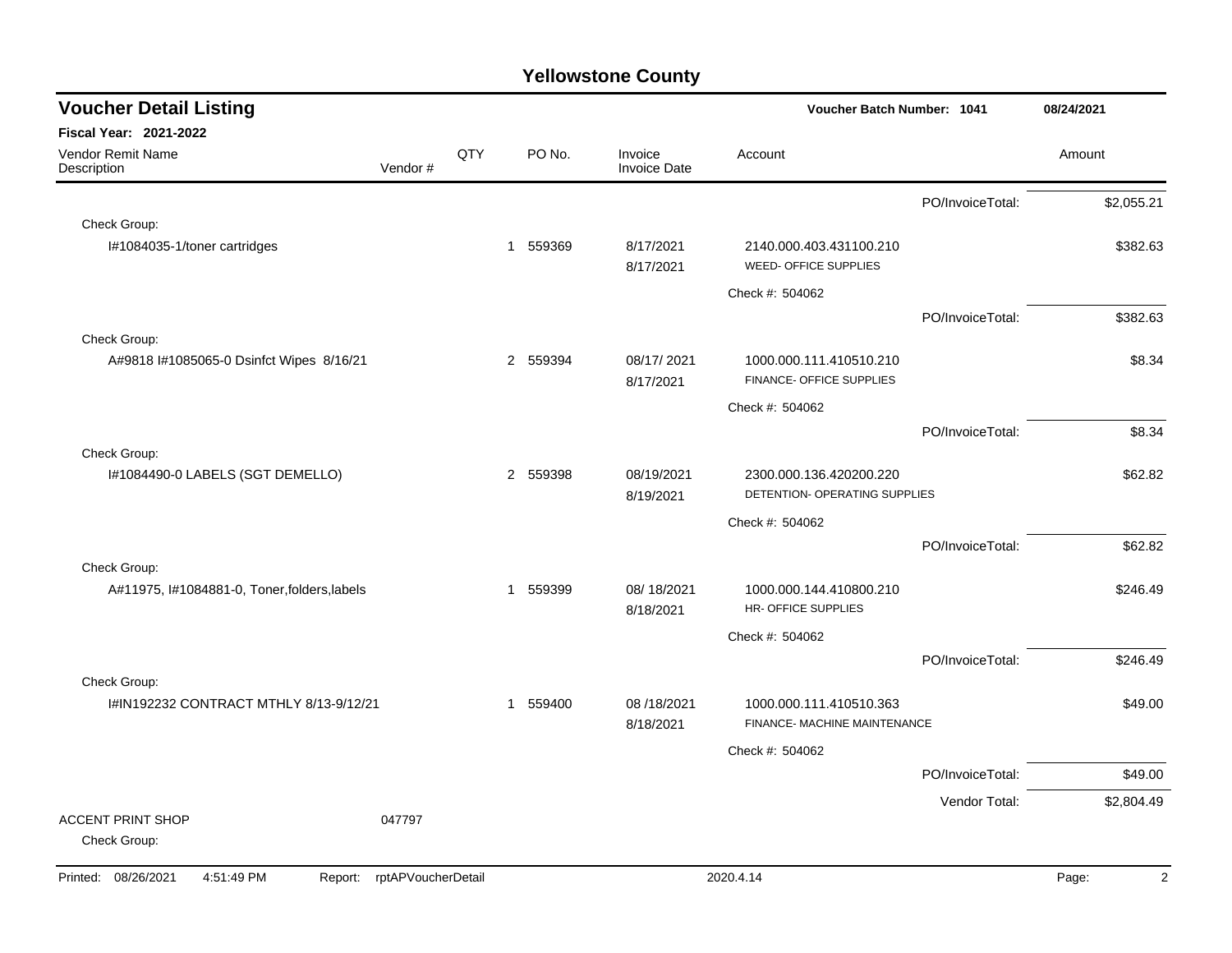# Yellowstone County

## Voucher Detail Listing

**Voucher Batch Number: 1041** 08/24/2021

**Fiscal Year: 2021-2022**

| Vendor Remit Name / Description | Vendor # | QTY | PO No. | Invoice / Invoice Date | Account | Amount |
|---|---|---|---|---|---|---|
| | | | | | PO/InvoiceTotal: | $2,055.21 |
| Check Group: | | | | | | |
| I#1084035-1/toner cartridges | | 1 | 559369 | 8/17/2021 / 8/17/2021 | 2140.000.403.431100.210 WEED- OFFICE SUPPLIES | $382.63 |
| | | | | | Check #: 504062 | |
| | | | | | PO/InvoiceTotal: | $382.63 |
| Check Group: | | | | | | |
| A#9818 I#1085065-0 Dsinfct Wipes 8/16/21 | | 2 | 559394 | 08/17/ 2021 / 8/17/2021 | 1000.000.111.410510.210 FINANCE- OFFICE SUPPLIES | $8.34 |
| | | | | | Check #: 504062 | |
| | | | | | PO/InvoiceTotal: | $8.34 |
| Check Group: | | | | | | |
| I#1084490-0 LABELS (SGT DEMELLO) | | 2 | 559398 | 08/19/2021 / 8/19/2021 | 2300.000.136.420200.220 DETENTION- OPERATING SUPPLIES | $62.82 |
| | | | | | Check #: 504062 | |
| | | | | | PO/InvoiceTotal: | $62.82 |
| Check Group: | | | | | | |
| A#11975, I#1084881-0, Toner,folders,labels | | 1 | 559399 | 08/ 18/2021 / 8/18/2021 | 1000.000.144.410800.210 HR- OFFICE SUPPLIES | $246.49 |
| | | | | | Check #: 504062 | |
| | | | | | PO/InvoiceTotal: | $246.49 |
| Check Group: | | | | | | |
| I#IN192232 CONTRACT MTHLY 8/13-9/12/21 | | 1 | 559400 | 08 /18/2021 / 8/18/2021 | 1000.000.111.410510.363 FINANCE- MACHINE MAINTENANCE | $49.00 |
| | | | | | Check #: 504062 | |
| | | | | | PO/InvoiceTotal: | $49.00 |
| | | | | | Vendor Total: | $2,804.49 |
| ACCENT PRINT SHOP | 047797 | | | | | |
| Check Group: | | | | | | |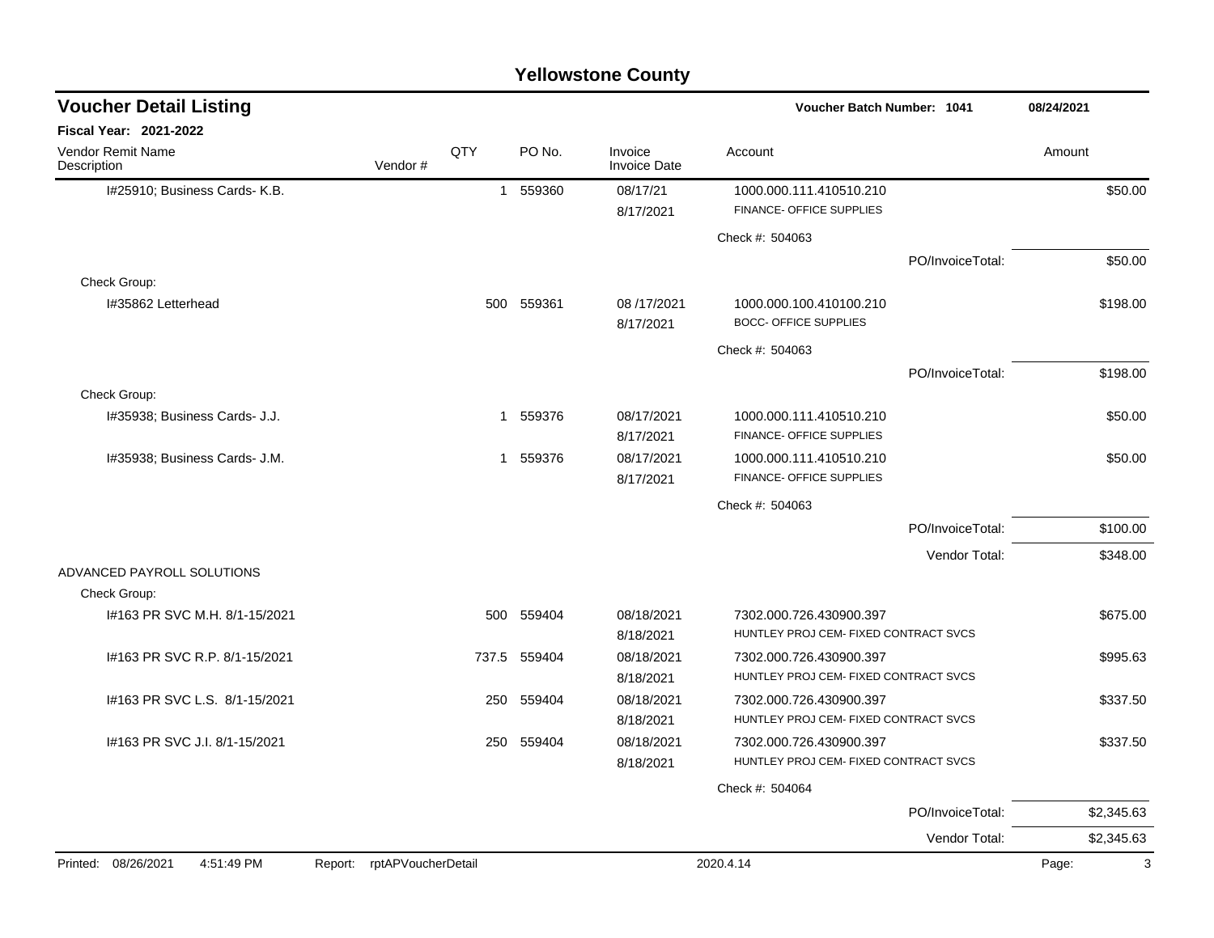# Yellowstone County

## Voucher Detail Listing

**Voucher Batch Number: 1041** — 08/24/2021

**Fiscal Year: 2021-2022**

| Vendor Remit Name / Description | Vendor # | QTY | PO No. | Invoice / Invoice Date | Account | Amount |
|---|---|---|---|---|---|---|
| I#25910; Business Cards- K.B. | | 1 | 559360 | 08/17/21<br>8/17/2021 | 1000.000.111.410510.210<br>FINANCE- OFFICE SUPPLIES | $50.00 |
| | | | | | Check #: 504063 | |
| | | | | | PO/InvoiceTotal: | $50.00 |
| Check Group: | | | | | | |
| I#35862 Letterhead | | 500 | 559361 | 08 /17/2021<br>8/17/2021 | 1000.000.100.410100.210<br>BOCC- OFFICE SUPPLIES | $198.00 |
| | | | | | Check #: 504063 | |
| | | | | | PO/InvoiceTotal: | $198.00 |
| Check Group: | | | | | | |
| I#35938; Business Cards- J.J. | | 1 | 559376 | 08/17/2021<br>8/17/2021 | 1000.000.111.410510.210<br>FINANCE- OFFICE SUPPLIES | $50.00 |
| I#35938; Business Cards- J.M. | | 1 | 559376 | 08/17/2021<br>8/17/2021 | 1000.000.111.410510.210<br>FINANCE- OFFICE SUPPLIES | $50.00 |
| | | | | | Check #: 504063 | |
| | | | | | PO/InvoiceTotal: | $100.00 |
| | | | | | Vendor Total: | $348.00 |
| ADVANCED PAYROLL SOLUTIONS | | | | | | |
| Check Group: | | | | | | |
| I#163 PR SVC M.H. 8/1-15/2021 | | 500 | 559404 | 08/18/2021<br>8/18/2021 | 7302.000.726.430900.397<br>HUNTLEY PROJ CEM- FIXED CONTRACT SVCS | $675.00 |
| I#163 PR SVC R.P. 8/1-15/2021 | | 737.5 | 559404 | 08/18/2021<br>8/18/2021 | 7302.000.726.430900.397<br>HUNTLEY PROJ CEM- FIXED CONTRACT SVCS | $995.63 |
| I#163 PR SVC L.S. 8/1-15/2021 | | 250 | 559404 | 08/18/2021<br>8/18/2021 | 7302.000.726.430900.397<br>HUNTLEY PROJ CEM- FIXED CONTRACT SVCS | $337.50 |
| I#163 PR SVC J.I. 8/1-15/2021 | | 250 | 559404 | 08/18/2021<br>8/18/2021 | 7302.000.726.430900.397<br>HUNTLEY PROJ CEM- FIXED CONTRACT SVCS | $337.50 |
| | | | | | Check #: 504064 | |
| | | | | | PO/InvoiceTotal: | $2,345.63 |
| | | | | | Vendor Total: | $2,345.63 |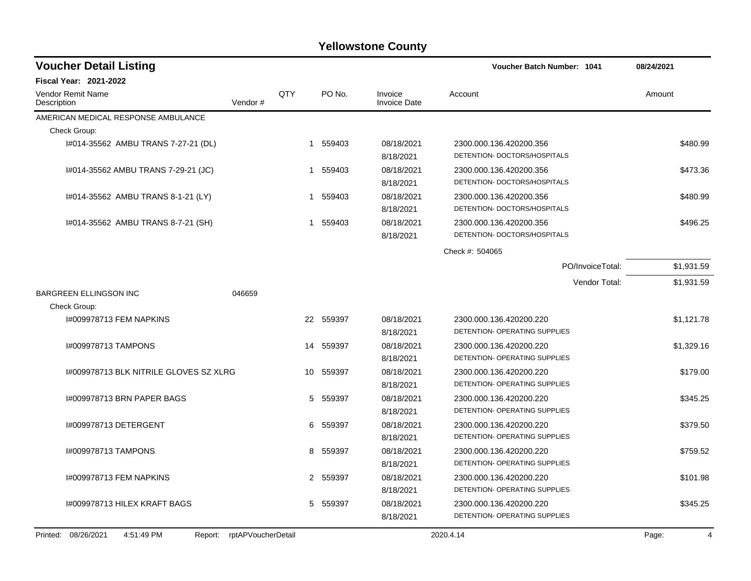# Yellowstone County

## Voucher Detail Listing

**Voucher Batch Number: 1041** — 08/24/2021

**Fiscal Year: 2021-2022**

| Vendor Remit Name / Description | Vendor # | QTY | PO No. | Invoice / Invoice Date | Account | Amount |
|---|---|---|---|---|---|---|
| AMERICAN MEDICAL RESPONSE AMBULANCE | | | | | | |
| Check Group: | | | | | | |
| I#014-35562 AMBU TRANS 7-27-21 (DL) | | 1 | 559403 | 08/18/2021<br>8/18/2021 | 2300.000.136.420200.356<br>DETENTION- DOCTORS/HOSPITALS | $480.99 |
| I#014-35562 AMBU TRANS 7-29-21 (JC) | | 1 | 559403 | 08/18/2021<br>8/18/2021 | 2300.000.136.420200.356<br>DETENTION- DOCTORS/HOSPITALS | $473.36 |
| I#014-35562 AMBU TRANS 8-1-21 (LY) | | 1 | 559403 | 08/18/2021<br>8/18/2021 | 2300.000.136.420200.356<br>DETENTION- DOCTORS/HOSPITALS | $480.99 |
| I#014-35562 AMBU TRANS 8-7-21 (SH) | | 1 | 559403 | 08/18/2021<br>8/18/2021 | 2300.000.136.420200.356<br>DETENTION- DOCTORS/HOSPITALS | $496.25 |
| | | | | | Check #: 504065 | |
| | | | | | PO/InvoiceTotal: | $1,931.59 |
| | | | | | Vendor Total: | $1,931.59 |
| BARGREEN ELLINGSON INC | 046659 | | | | | |
| Check Group: | | | | | | |
| I#009978713 FEM NAPKINS | | 22 | 559397 | 08/18/2021<br>8/18/2021 | 2300.000.136.420200.220<br>DETENTION- OPERATING SUPPLIES | $1,121.78 |
| I#009978713 TAMPONS | | 14 | 559397 | 08/18/2021<br>8/18/2021 | 2300.000.136.420200.220<br>DETENTION- OPERATING SUPPLIES | $1,329.16 |
| I#009978713 BLK NITRILE GLOVES SZ XLRG | | 10 | 559397 | 08/18/2021<br>8/18/2021 | 2300.000.136.420200.220<br>DETENTION- OPERATING SUPPLIES | $179.00 |
| I#009978713 BRN PAPER BAGS | | 5 | 559397 | 08/18/2021<br>8/18/2021 | 2300.000.136.420200.220<br>DETENTION- OPERATING SUPPLIES | $345.25 |
| I#009978713 DETERGENT | | 6 | 559397 | 08/18/2021<br>8/18/2021 | 2300.000.136.420200.220<br>DETENTION- OPERATING SUPPLIES | $379.50 |
| I#009978713 TAMPONS | | 8 | 559397 | 08/18/2021<br>8/18/2021 | 2300.000.136.420200.220<br>DETENTION- OPERATING SUPPLIES | $759.52 |
| I#009978713 FEM NAPKINS | | 2 | 559397 | 08/18/2021<br>8/18/2021 | 2300.000.136.420200.220<br>DETENTION- OPERATING SUPPLIES | $101.98 |
| I#009978713 HILEX KRAFT BAGS | | 5 | 559397 | 08/18/2021<br>8/18/2021 | 2300.000.136.420200.220<br>DETENTION- OPERATING SUPPLIES | $345.25 |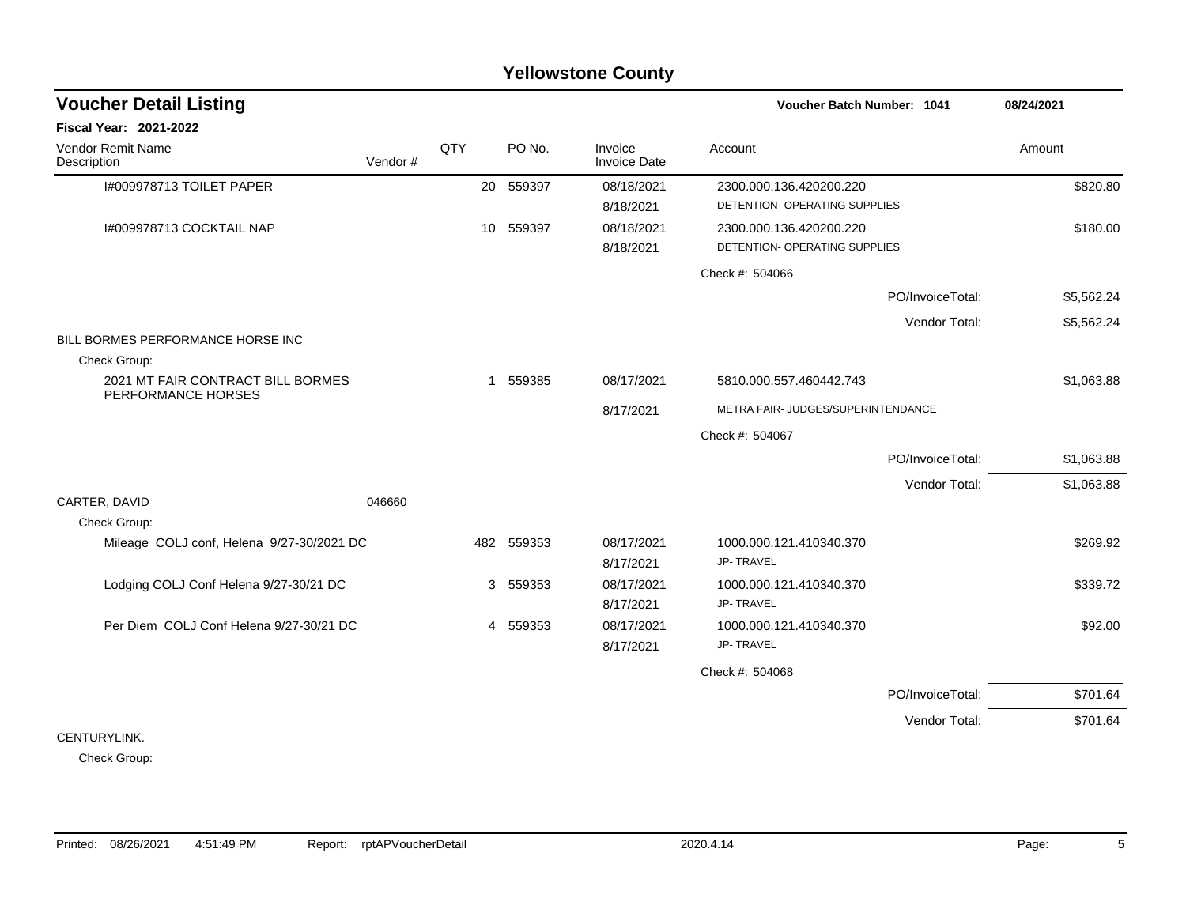## Yellowstone County

### Voucher Detail Listing

**Voucher Batch Number: 1041** 08/24/2021

**Fiscal Year: 2021-2022**

| Vendor Remit Name / Description | Vendor # | QTY | PO No. | Invoice / Invoice Date | Account | Amount |
|---|---|---|---|---|---|---|
| I#009978713 TOILET PAPER | | 20 | 559397 | 08/18/2021 / 8/18/2021 | 2300.000.136.420200.220 DETENTION- OPERATING SUPPLIES | $820.80 |
| I#009978713 COCKTAIL NAP | | 10 | 559397 | 08/18/2021 / 8/18/2021 | 2300.000.136.420200.220 DETENTION- OPERATING SUPPLIES | $180.00 |
| | | | | | Check #: 504066 | |
| | | | | | PO/InvoiceTotal: | $5,562.24 |
| | | | | | Vendor Total: | $5,562.24 |
| BILL BORMES PERFORMANCE HORSE INC | | | | | | |
| Check Group: | | | | | | |
| 2021 MT FAIR CONTRACT BILL BORMES PERFORMANCE HORSES | | 1 | 559385 | 08/17/2021 / 8/17/2021 | 5810.000.557.460442.743 METRA FAIR- JUDGES/SUPERINTENDANCE | $1,063.88 |
| | | | | | Check #: 504067 | |
| | | | | | PO/InvoiceTotal: | $1,063.88 |
| | | | | | Vendor Total: | $1,063.88 |
| CARTER, DAVID | 046660 | | | | | |
| Check Group: | | | | | | |
| Mileage COLJ conf, Helena 9/27-30/2021 DC | | 482 | 559353 | 08/17/2021 / 8/17/2021 | 1000.000.121.410340.370 JP- TRAVEL | $269.92 |
| Lodging COLJ Conf Helena 9/27-30/21 DC | | 3 | 559353 | 08/17/2021 / 8/17/2021 | 1000.000.121.410340.370 JP- TRAVEL | $339.72 |
| Per Diem COLJ Conf Helena 9/27-30/21 DC | | 4 | 559353 | 08/17/2021 / 8/17/2021 | 1000.000.121.410340.370 JP- TRAVEL | $92.00 |
| | | | | | Check #: 504068 | |
| | | | | | PO/InvoiceTotal: | $701.64 |
| | | | | | Vendor Total: | $701.64 |
| CENTURYLINK. | | | | | | |
| Check Group: | | | | | | |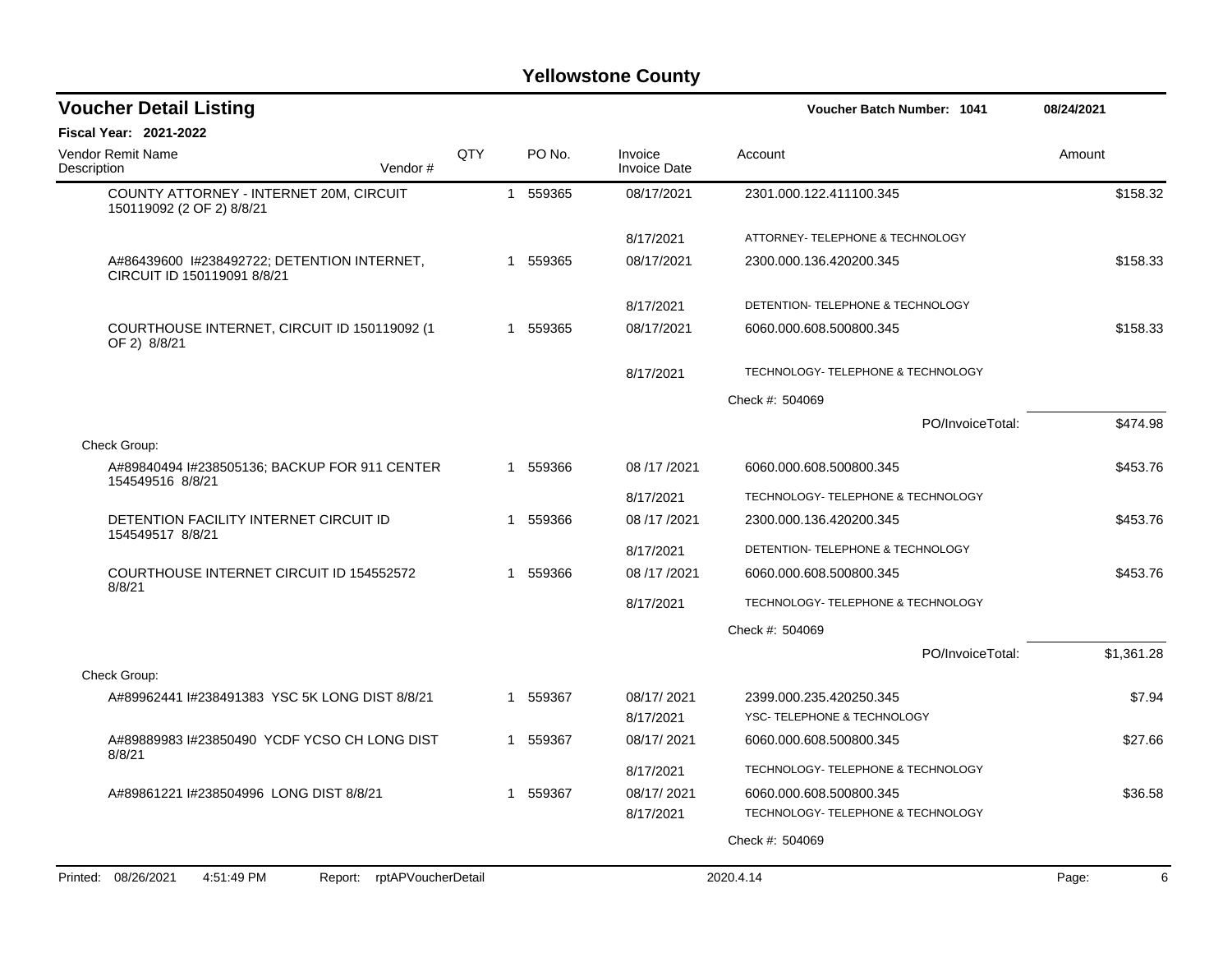# Yellowstone County

## Voucher Detail Listing

**Voucher Batch Number: 1041** 08/24/2021

**Fiscal Year: 2021-2022**

| Vendor Remit Name / Description | Vendor # | QTY | PO No. | Invoice / Invoice Date | Account | Amount |
|---|---|---|---|---|---|---|
| COUNTY ATTORNEY - INTERNET 20M, CIRCUIT 150119092 (2 OF 2) 8/8/21 | | 1 | 559365 | 08/17/2021 | 2301.000.122.411100.345 | $158.32 |
| | | | | 8/17/2021 | ATTORNEY- TELEPHONE & TECHNOLOGY | |
| A#86439600 I#238492722; DETENTION INTERNET, CIRCUIT ID 150119091 8/8/21 | | 1 | 559365 | 08/17/2021 | 2300.000.136.420200.345 | $158.33 |
| | | | | 8/17/2021 | DETENTION- TELEPHONE & TECHNOLOGY | |
| COURTHOUSE INTERNET, CIRCUIT ID 150119092 (1 OF 2) 8/8/21 | | 1 | 559365 | 08/17/2021 | 6060.000.608.500800.345 | $158.33 |
| | | | | 8/17/2021 | TECHNOLOGY- TELEPHONE & TECHNOLOGY | |
| | | | | | Check #: 504069 | |
| | | | | | PO/InvoiceTotal: | $474.98 |
| Check Group: | | | | | | |
| A#89840494 I#238505136; BACKUP FOR 911 CENTER 154549516 8/8/21 | | 1 | 559366 | 08 /17 /2021 | 6060.000.608.500800.345 | $453.76 |
| | | | | 8/17/2021 | TECHNOLOGY- TELEPHONE & TECHNOLOGY | |
| DETENTION FACILITY INTERNET CIRCUIT ID 154549517 8/8/21 | | 1 | 559366 | 08 /17 /2021 | 2300.000.136.420200.345 | $453.76 |
| | | | | 8/17/2021 | DETENTION- TELEPHONE & TECHNOLOGY | |
| COURTHOUSE INTERNET CIRCUIT ID 154552572 8/8/21 | | 1 | 559366 | 08 /17 /2021 | 6060.000.608.500800.345 | $453.76 |
| | | | | 8/17/2021 | TECHNOLOGY- TELEPHONE & TECHNOLOGY | |
| | | | | | Check #: 504069 | |
| | | | | | PO/InvoiceTotal: | $1,361.28 |
| Check Group: | | | | | | |
| A#89962441 I#238491383 YSC 5K LONG DIST 8/8/21 | | 1 | 559367 | 08/17/ 2021 | 2399.000.235.420250.345 | $7.94 |
| | | | | 8/17/2021 | YSC- TELEPHONE & TECHNOLOGY | |
| A#89889983 I#23850490 YCDF YCSO CH LONG DIST 8/8/21 | | 1 | 559367 | 08/17/ 2021 | 6060.000.608.500800.345 | $27.66 |
| | | | | 8/17/2021 | TECHNOLOGY- TELEPHONE & TECHNOLOGY | |
| A#89861221 I#238504996 LONG DIST 8/8/21 | | 1 | 559367 | 08/17/ 2021 | 6060.000.608.500800.345 | $36.58 |
| | | | | 8/17/2021 | TECHNOLOGY- TELEPHONE & TECHNOLOGY | |
| | | | | | Check #: 504069 | |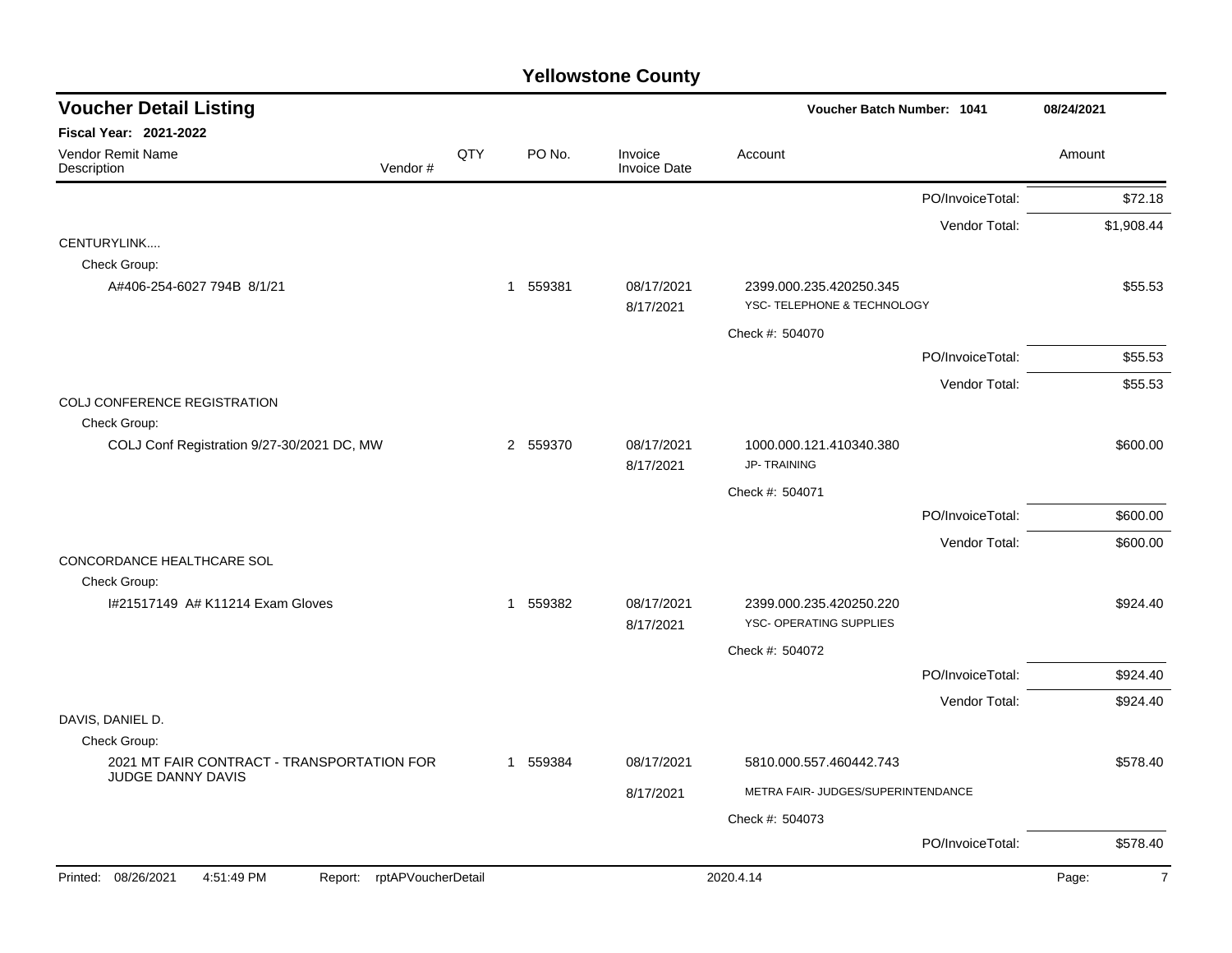# Yellowstone County

## Voucher Detail Listing

**Voucher Batch Number: 1041** — 08/24/2021

**Fiscal Year: 2021-2022**

| Vendor Remit Name / Description | Vendor # | QTY | PO No. | Invoice / Invoice Date | Account | Amount |
|---|---|---|---|---|---|---|
| | | | | | PO/InvoiceTotal: | $72.18 |
| | | | | | Vendor Total: | $1,908.44 |
| CENTURYLINK.... | | | | | | |
| Check Group: | | | | | | |
| A#406-254-6027 794B 8/1/21 | | 1 | 559381 | 08/17/2021 8/17/2021 | 2399.000.235.420250.345 YSC- TELEPHONE & TECHNOLOGY | $55.53 |
| | | | | | Check #: 504070 | |
| | | | | | PO/InvoiceTotal: | $55.53 |
| | | | | | Vendor Total: | $55.53 |
| COLJ CONFERENCE REGISTRATION | | | | | | |
| Check Group: | | | | | | |
| COLJ Conf Registration 9/27-30/2021 DC, MW | | 2 | 559370 | 08/17/2021 8/17/2021 | 1000.000.121.410340.380 JP- TRAINING | $600.00 |
| | | | | | Check #: 504071 | |
| | | | | | PO/InvoiceTotal: | $600.00 |
| | | | | | Vendor Total: | $600.00 |
| CONCORDANCE HEALTHCARE SOL | | | | | | |
| Check Group: | | | | | | |
| I#21517149 A# K11214 Exam Gloves | | 1 | 559382 | 08/17/2021 8/17/2021 | 2399.000.235.420250.220 YSC- OPERATING SUPPLIES | $924.40 |
| | | | | | Check #: 504072 | |
| | | | | | PO/InvoiceTotal: | $924.40 |
| | | | | | Vendor Total: | $924.40 |
| DAVIS, DANIEL D. | | | | | | |
| Check Group: | | | | | | |
| 2021 MT FAIR CONTRACT - TRANSPORTATION FOR JUDGE DANNY DAVIS | | 1 | 559384 | 08/17/2021 8/17/2021 | 5810.000.557.460442.743 METRA FAIR- JUDGES/SUPERINTENDANCE | $578.40 |
| | | | | | Check #: 504073 | |
| | | | | | PO/InvoiceTotal: | $578.40 |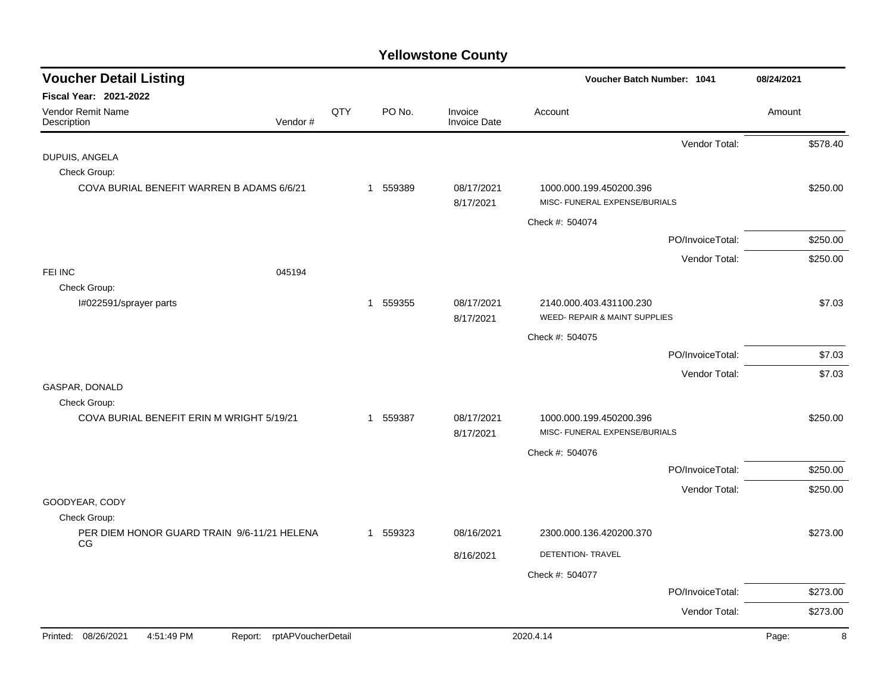# Yellowstone County

## Voucher Detail Listing

**Voucher Batch Number: 1041** 08/24/2021

**Fiscal Year: 2021-2022**

| Vendor Remit Name / Description | Vendor # | QTY | PO No. | Invoice / Invoice Date | Account | Amount |
|---|---|---|---|---|---|---|
| | | | | | Vendor Total: | $578.40 |
| DUPUIS, ANGELA | | | | | | |
| Check Group: | | | | | | |
| COVA BURIAL BENEFIT WARREN B ADAMS 6/6/21 | | 1 | 559389 | 08/17/2021<br>8/17/2021 | 1000.000.199.450200.396<br>MISC- FUNERAL EXPENSE/BURIALS | $250.00 |
| | | | | | Check #: 504074 | |
| | | | | | PO/InvoiceTotal: | $250.00 |
| | | | | | Vendor Total: | $250.00 |
| FEI INC | 045194 | | | | | |
| Check Group: | | | | | | |
| I#022591/sprayer parts | | 1 | 559355 | 08/17/2021<br>8/17/2021 | 2140.000.403.431100.230<br>WEED- REPAIR & MAINT SUPPLIES | $7.03 |
| | | | | | Check #: 504075 | |
| | | | | | PO/InvoiceTotal: | $7.03 |
| | | | | | Vendor Total: | $7.03 |
| GASPAR, DONALD | | | | | | |
| Check Group: | | | | | | |
| COVA BURIAL BENEFIT ERIN M WRIGHT 5/19/21 | | 1 | 559387 | 08/17/2021<br>8/17/2021 | 1000.000.199.450200.396<br>MISC- FUNERAL EXPENSE/BURIALS | $250.00 |
| | | | | | Check #: 504076 | |
| | | | | | PO/InvoiceTotal: | $250.00 |
| | | | | | Vendor Total: | $250.00 |
| GOODYEAR, CODY | | | | | | |
| Check Group: | | | | | | |
| PER DIEM HONOR GUARD TRAIN 9/6-11/21 HELENA CG | | 1 | 559323 | 08/16/2021<br>8/16/2021 | 2300.000.136.420200.370<br>DETENTION- TRAVEL | $273.00 |
| | | | | | Check #: 504077 | |
| | | | | | PO/InvoiceTotal: | $273.00 |
| | | | | | Vendor Total: | $273.00 |

Printed: 08/26/2021 4:51:49 PM Report: rptAPVoucherDetail 2020.4.14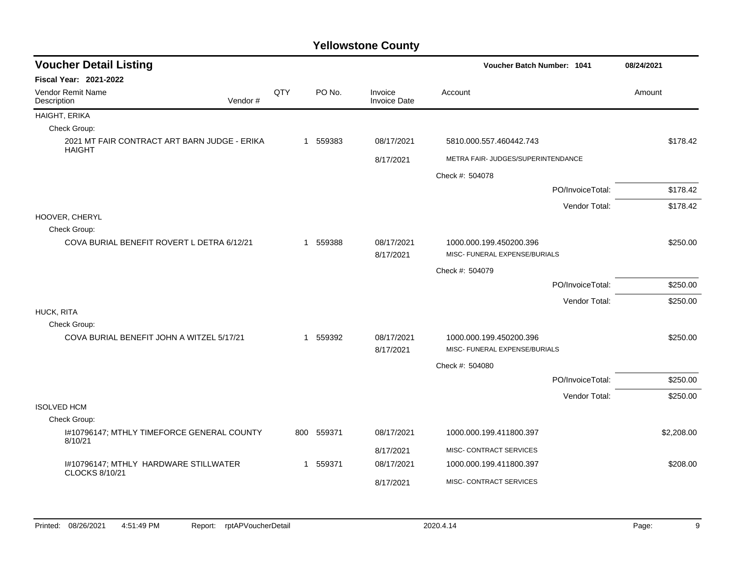# Yellowstone County

## Voucher Detail Listing

Voucher Batch Number: 1041 — 08/24/2021

**Fiscal Year: 2021-2022**

| Vendor Remit Name / Description | Vendor # | QTY | PO No. | Invoice / Invoice Date | Account | Amount |
|---|---|---|---|---|---|---|
| **HAIGHT, ERIKA** | | | | | | |
| Check Group: | | | | | | |
| 2021 MT FAIR CONTRACT ART BARN JUDGE - ERIKA HAIGHT | | 1 | 559383 | 08/17/2021 | 5810.000.557.460442.743 | $178.42 |
| | | | | 8/17/2021 | METRA FAIR- JUDGES/SUPERINTENDANCE | |
| | | | | | Check #: 504078 | |
| | | | | | PO/InvoiceTotal: | $178.42 |
| | | | | | Vendor Total: | $178.42 |
| **HOOVER, CHERYL** | | | | | | |
| Check Group: | | | | | | |
| COVA BURIAL BENEFIT ROVERT L DETRA 6/12/21 | | 1 | 559388 | 08/17/2021 | 1000.000.199.450200.396 | $250.00 |
| | | | | 8/17/2021 | MISC- FUNERAL EXPENSE/BURIALS | |
| | | | | | Check #: 504079 | |
| | | | | | PO/InvoiceTotal: | $250.00 |
| | | | | | Vendor Total: | $250.00 |
| **HUCK, RITA** | | | | | | |
| Check Group: | | | | | | |
| COVA BURIAL BENEFIT JOHN A WITZEL 5/17/21 | | 1 | 559392 | 08/17/2021 | 1000.000.199.450200.396 | $250.00 |
| | | | | 8/17/2021 | MISC- FUNERAL EXPENSE/BURIALS | |
| | | | | | Check #: 504080 | |
| | | | | | PO/InvoiceTotal: | $250.00 |
| | | | | | Vendor Total: | $250.00 |
| **ISOLVED HCM** | | | | | | |
| Check Group: | | | | | | |
| I#10796147; MTHLY TIMEFORCE GENERAL COUNTY 8/10/21 | | 800 | 559371 | 08/17/2021 | 1000.000.199.411800.397 | $2,208.00 |
| | | | | 8/17/2021 | MISC- CONTRACT SERVICES | |
| I#10796147; MTHLY HARDWARE STILLWATER CLOCKS 8/10/21 | | 1 | 559371 | 08/17/2021 | 1000.000.199.411800.397 | $208.00 |
| | | | | 8/17/2021 | MISC- CONTRACT SERVICES | |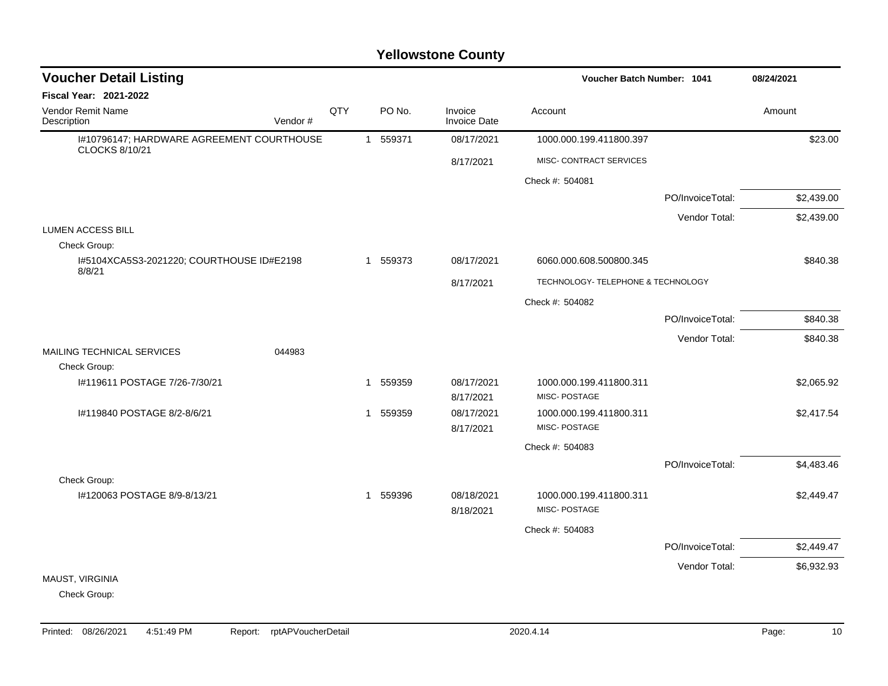# Yellowstone County

## Voucher Detail Listing

**Voucher Batch Number: 1041** | **08/24/2021**

**Fiscal Year: 2021-2022**

| Vendor Remit Name / Description | Vendor # | QTY | PO No. | Invoice / Invoice Date | Account | Amount |
|---|---|---|---|---|---|---|
| I#10796147; HARDWARE AGREEMENT COURTHOUSE CLOCKS 8/10/21 | | 1 | 559371 | 08/17/2021 | 1000.000.199.411800.397 | $23.00 |
| | | | | 8/17/2021 | MISC- CONTRACT SERVICES | |
| | | | | | Check #: 504081 | |
| | | | | | PO/InvoiceTotal: | $2,439.00 |
| | | | | | Vendor Total: | $2,439.00 |
| LUMEN ACCESS BILL | | | | | | |
| Check Group: | | | | | | |
| I#5104XCA5S3-2021220; COURTHOUSE ID#E2198 8/8/21 | | 1 | 559373 | 08/17/2021 | 6060.000.608.500800.345 | $840.38 |
| | | | | 8/17/2021 | TECHNOLOGY- TELEPHONE & TECHNOLOGY | |
| | | | | | Check #: 504082 | |
| | | | | | PO/InvoiceTotal: | $840.38 |
| | | | | | Vendor Total: | $840.38 |
| MAILING TECHNICAL SERVICES | 044983 | | | | | |
| Check Group: | | | | | | |
| I#119611 POSTAGE 7/26-7/30/21 | | 1 | 559359 | 08/17/2021 | 1000.000.199.411800.311 | $2,065.92 |
| | | | | 8/17/2021 | MISC- POSTAGE | |
| I#119840 POSTAGE 8/2-8/6/21 | | 1 | 559359 | 08/17/2021 | 1000.000.199.411800.311 | $2,417.54 |
| | | | | 8/17/2021 | MISC- POSTAGE | |
| | | | | | Check #: 504083 | |
| | | | | | PO/InvoiceTotal: | $4,483.46 |
| Check Group: | | | | | | |
| I#120063 POSTAGE 8/9-8/13/21 | | 1 | 559396 | 08/18/2021 | 1000.000.199.411800.311 | $2,449.47 |
| | | | | 8/18/2021 | MISC- POSTAGE | |
| | | | | | Check #: 504083 | |
| | | | | | PO/InvoiceTotal: | $2,449.47 |
| | | | | | Vendor Total: | $6,932.93 |
| MAUST, VIRGINIA | | | | | | |
| Check Group: | | | | | | |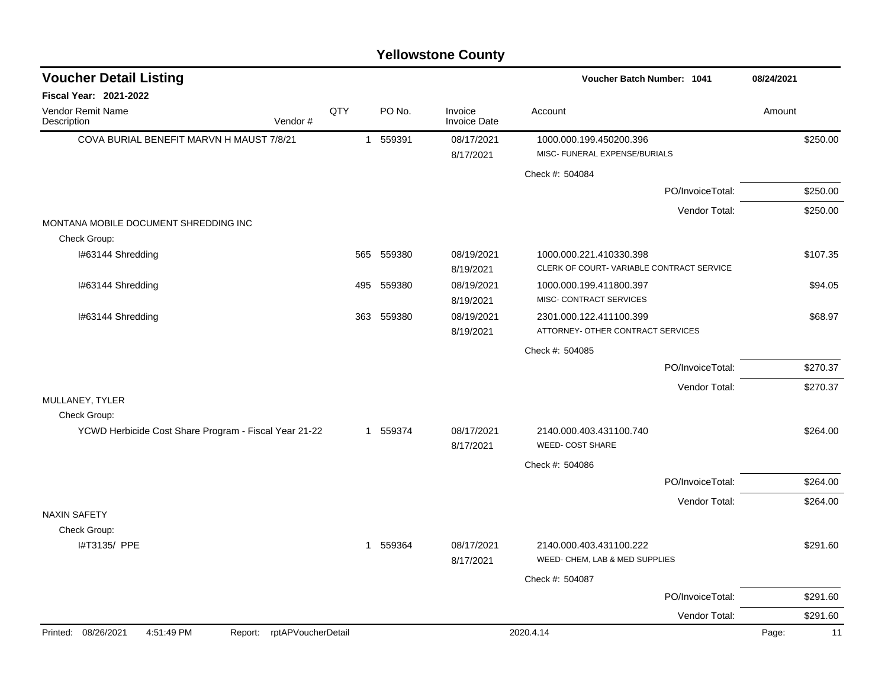# Yellowstone County

## Voucher Detail Listing

**Voucher Batch Number: 1041** 08/24/2021

**Fiscal Year: 2021-2022**

| Vendor Remit Name / Description | Vendor # | QTY | PO No. | Invoice / Invoice Date | Account | Amount |
|---|---|---|---|---|---|---|
| COVA BURIAL BENEFIT MARVN H MAUST 7/8/21 | | 1 | 559391 | 08/17/2021 / 8/17/2021 | 1000.000.199.450200.396 MISC- FUNERAL EXPENSE/BURIALS | $250.00 |
| | | | | | Check #: 504084 | |
| | | | | | PO/InvoiceTotal: | $250.00 |
| | | | | | Vendor Total: | $250.00 |
| MONTANA MOBILE DOCUMENT SHREDDING INC | | | | | | |
| Check Group: | | | | | | |
| I#63144 Shredding | | 565 | 559380 | 08/19/2021 / 8/19/2021 | 1000.000.221.410330.398 CLERK OF COURT- VARIABLE CONTRACT SERVICE | $107.35 |
| I#63144 Shredding | | 495 | 559380 | 08/19/2021 / 8/19/2021 | 1000.000.199.411800.397 MISC- CONTRACT SERVICES | $94.05 |
| I#63144 Shredding | | 363 | 559380 | 08/19/2021 / 8/19/2021 | 2301.000.122.411100.399 ATTORNEY- OTHER CONTRACT SERVICES | $68.97 |
| | | | | | Check #: 504085 | |
| | | | | | PO/InvoiceTotal: | $270.37 |
| | | | | | Vendor Total: | $270.37 |
| MULLANEY, TYLER | | | | | | |
| Check Group: | | | | | | |
| YCWD Herbicide Cost Share Program - Fiscal Year 21-22 | | 1 | 559374 | 08/17/2021 / 8/17/2021 | 2140.000.403.431100.740 WEED- COST SHARE | $264.00 |
| | | | | | Check #: 504086 | |
| | | | | | PO/InvoiceTotal: | $264.00 |
| | | | | | Vendor Total: | $264.00 |
| NAXIN SAFETY | | | | | | |
| Check Group: | | | | | | |
| I#T3135/ PPE | | 1 | 559364 | 08/17/2021 / 8/17/2021 | 2140.000.403.431100.222 WEED- CHEM, LAB & MED SUPPLIES | $291.60 |
| | | | | | Check #: 504087 | |
| | | | | | PO/InvoiceTotal: | $291.60 |
| | | | | | Vendor Total: | $291.60 |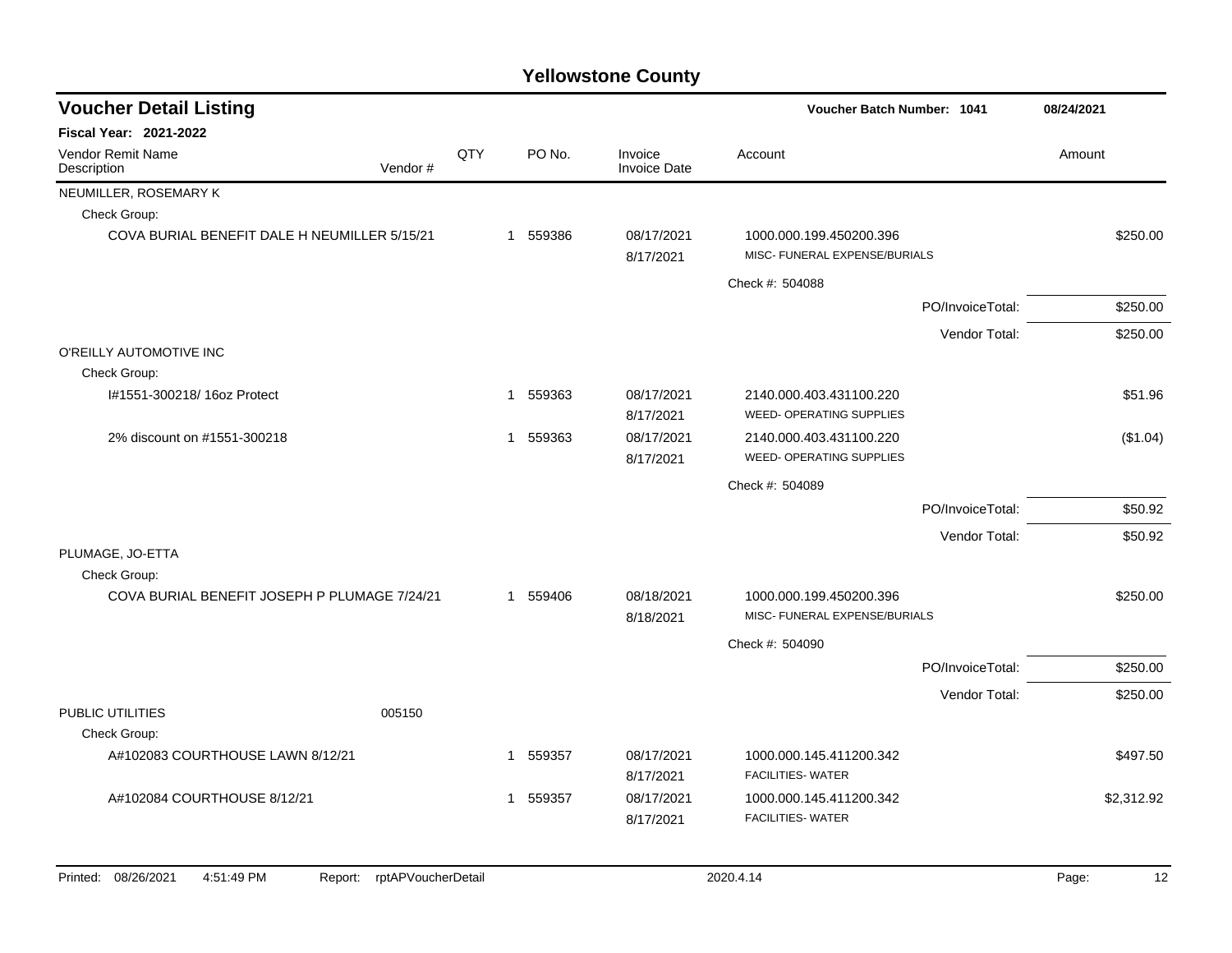# Yellowstone County

## Voucher Detail Listing

**Voucher Batch Number: 1041** | **08/24/2021**

**Fiscal Year: 2021-2022**

| Vendor Remit Name / Description | Vendor # | QTY | PO No. | Invoice / Invoice Date | Account | Amount |
|---|---|---|---|---|---|---|
| NEUMILLER, ROSEMARY K | | | | | | |
| Check Group: | | | | | | |
| COVA BURIAL BENEFIT DALE H NEUMILLER 5/15/21 | | 1 | 559386 | 08/17/2021<br>8/17/2021 | 1000.000.199.450200.396<br>MISC- FUNERAL EXPENSE/BURIALS | $250.00 |
| | | | | | Check #: 504088 | |
| | | | | | PO/InvoiceTotal: | $250.00 |
| | | | | | Vendor Total: | $250.00 |
| O'REILLY AUTOMOTIVE INC | | | | | | |
| Check Group: | | | | | | |
| I#1551-300218/ 16oz Protect | | 1 | 559363 | 08/17/2021<br>8/17/2021 | 2140.000.403.431100.220<br>WEED- OPERATING SUPPLIES | $51.96 |
| 2% discount on #1551-300218 | | 1 | 559363 | 08/17/2021<br>8/17/2021 | 2140.000.403.431100.220<br>WEED- OPERATING SUPPLIES | ($1.04) |
| | | | | | Check #: 504089 | |
| | | | | | PO/InvoiceTotal: | $50.92 |
| | | | | | Vendor Total: | $50.92 |
| PLUMAGE, JO-ETTA | | | | | | |
| Check Group: | | | | | | |
| COVA BURIAL BENEFIT JOSEPH P PLUMAGE 7/24/21 | | 1 | 559406 | 08/18/2021<br>8/18/2021 | 1000.000.199.450200.396<br>MISC- FUNERAL EXPENSE/BURIALS | $250.00 |
| | | | | | Check #: 504090 | |
| | | | | | PO/InvoiceTotal: | $250.00 |
| | | | | | Vendor Total: | $250.00 |
| PUBLIC UTILITIES | 005150 | | | | | |
| Check Group: | | | | | | |
| A#102083 COURTHOUSE LAWN 8/12/21 | | 1 | 559357 | 08/17/2021<br>8/17/2021 | 1000.000.145.411200.342<br>FACILITIES- WATER | $497.50 |
| A#102084 COURTHOUSE 8/12/21 | | 1 | 559357 | 08/17/2021<br>8/17/2021 | 1000.000.145.411200.342<br>FACILITIES- WATER | $2,312.92 |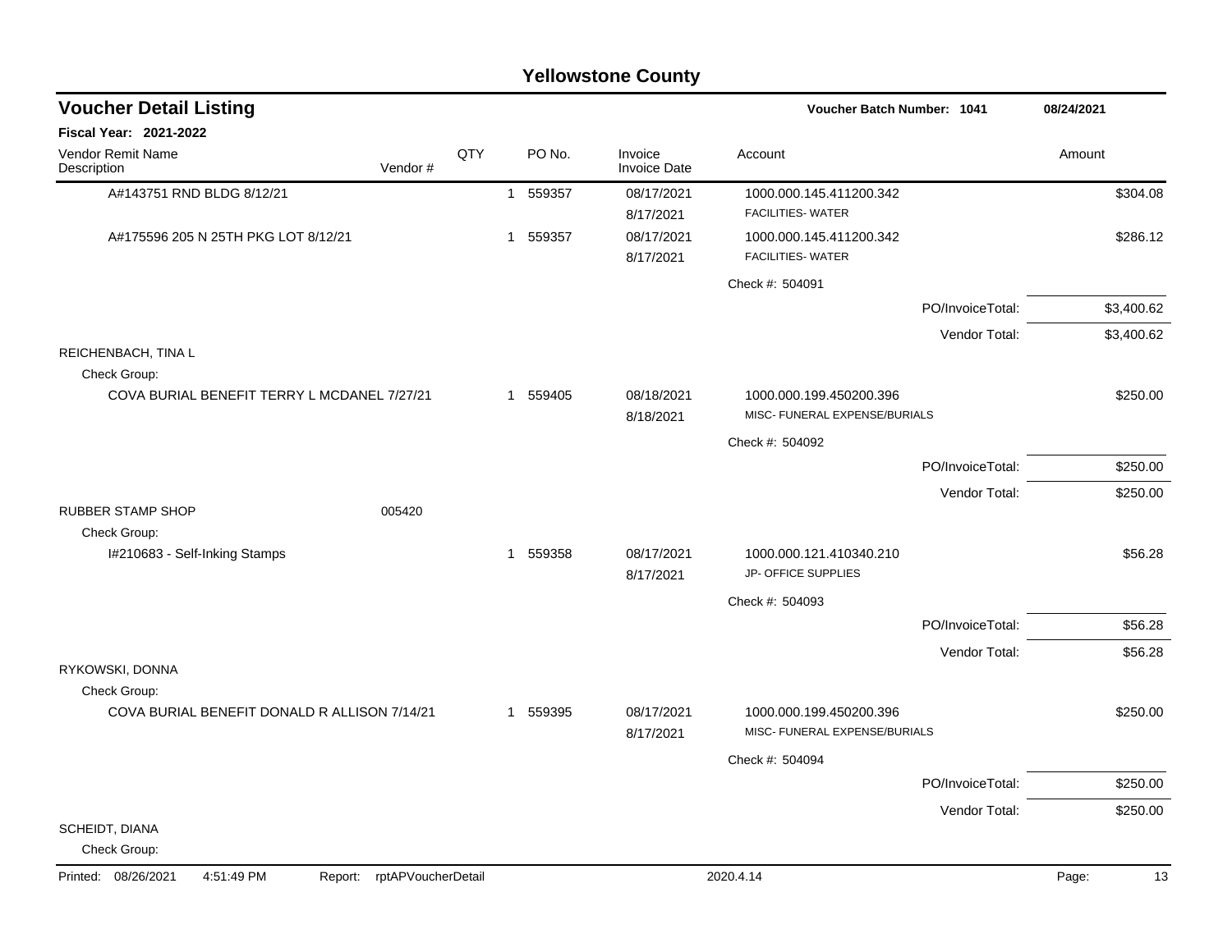# Yellowstone County

## Voucher Detail Listing

**Voucher Batch Number: 1041** 08/24/2021

**Fiscal Year: 2021-2022**

| Vendor Remit Name / Description | Vendor # | QTY | PO No. | Invoice / Invoice Date | Account | Amount |
|---|---|---|---|---|---|---|
| A#143751 RND BLDG 8/12/21 | | 1 | 559357 | 08/17/2021 / 8/17/2021 | 1000.000.145.411200.342 FACILITIES- WATER | $304.08 |
| A#175596 205 N 25TH PKG LOT 8/12/21 | | 1 | 559357 | 08/17/2021 / 8/17/2021 | 1000.000.145.411200.342 FACILITIES- WATER | $286.12 |
| | | | | | Check #: 504091 | |
| | | | | | PO/InvoiceTotal: | $3,400.62 |
| | | | | | Vendor Total: | $3,400.62 |
| REICHENBACH, TINA L | | | | | | |
| Check Group: | | | | | | |
| COVA BURIAL BENEFIT TERRY L MCDANEL 7/27/21 | | 1 | 559405 | 08/18/2021 / 8/18/2021 | 1000.000.199.450200.396 MISC- FUNERAL EXPENSE/BURIALS | $250.00 |
| | | | | | Check #: 504092 | |
| | | | | | PO/InvoiceTotal: | $250.00 |
| | | | | | Vendor Total: | $250.00 |
| RUBBER STAMP SHOP | 005420 | | | | | |
| Check Group: | | | | | | |
| I#210683 - Self-Inking Stamps | | 1 | 559358 | 08/17/2021 / 8/17/2021 | 1000.000.121.410340.210 JP- OFFICE SUPPLIES | $56.28 |
| | | | | | Check #: 504093 | |
| | | | | | PO/InvoiceTotal: | $56.28 |
| | | | | | Vendor Total: | $56.28 |
| RYKOWSKI, DONNA | | | | | | |
| Check Group: | | | | | | |
| COVA BURIAL BENEFIT DONALD R ALLISON 7/14/21 | | 1 | 559395 | 08/17/2021 / 8/17/2021 | 1000.000.199.450200.396 MISC- FUNERAL EXPENSE/BURIALS | $250.00 |
| | | | | | Check #: 504094 | |
| | | | | | PO/InvoiceTotal: | $250.00 |
| | | | | | Vendor Total: | $250.00 |
| SCHEIDT, DIANA | | | | | | |
| Check Group: | | | | | | |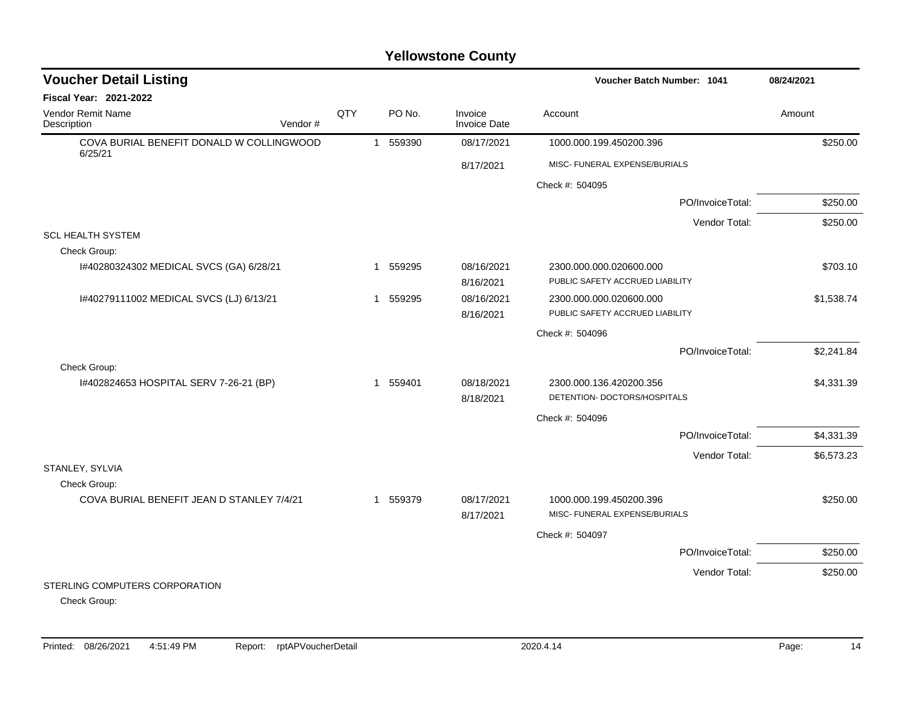# Yellowstone County

## Voucher Detail Listing

Voucher Batch Number: 1041 — 08/24/2021

**Fiscal Year: 2021-2022**

| Vendor Remit Name / Description | Vendor # | QTY | PO No. | Invoice / Invoice Date | Account | Amount |
|---|---|---|---|---|---|---|
| COVA BURIAL BENEFIT DONALD W COLLINGWOOD 6/25/21 | | 1 | 559390 | 08/17/2021 / 8/17/2021 | 1000.000.199.450200.396 MISC- FUNERAL EXPENSE/BURIALS | $250.00 |
| | | | | | Check #: 504095 | |
| | | | | | PO/InvoiceTotal: | $250.00 |
| | | | | | Vendor Total: | $250.00 |
| **SCL HEALTH SYSTEM** | | | | | | |
| Check Group: | | | | | | |
| I#40280324302 MEDICAL SVCS (GA) 6/28/21 | | 1 | 559295 | 08/16/2021 / 8/16/2021 | 2300.000.000.020600.000 PUBLIC SAFETY ACCRUED LIABILITY | $703.10 |
| I#40279111002 MEDICAL SVCS (LJ) 6/13/21 | | 1 | 559295 | 08/16/2021 / 8/16/2021 | 2300.000.000.020600.000 PUBLIC SAFETY ACCRUED LIABILITY | $1,538.74 |
| | | | | | Check #: 504096 | |
| | | | | | PO/InvoiceTotal: | $2,241.84 |
| Check Group: | | | | | | |
| I#402824653 HOSPITAL SERV 7-26-21 (BP) | | 1 | 559401 | 08/18/2021 / 8/18/2021 | 2300.000.136.420200.356 DETENTION- DOCTORS/HOSPITALS | $4,331.39 |
| | | | | | Check #: 504096 | |
| | | | | | PO/InvoiceTotal: | $4,331.39 |
| | | | | | Vendor Total: | $6,573.23 |
| **STANLEY, SYLVIA** | | | | | | |
| Check Group: | | | | | | |
| COVA BURIAL BENEFIT JEAN D STANLEY 7/4/21 | | 1 | 559379 | 08/17/2021 / 8/17/2021 | 1000.000.199.450200.396 MISC- FUNERAL EXPENSE/BURIALS | $250.00 |
| | | | | | Check #: 504097 | |
| | | | | | PO/InvoiceTotal: | $250.00 |
| | | | | | Vendor Total: | $250.00 |
| **STERLING COMPUTERS CORPORATION** | | | | | | |
| Check Group: | | | | | | |

Printed: 08/26/2021 4:51:49 PM Report: rptAPVoucherDetail 2020.4.14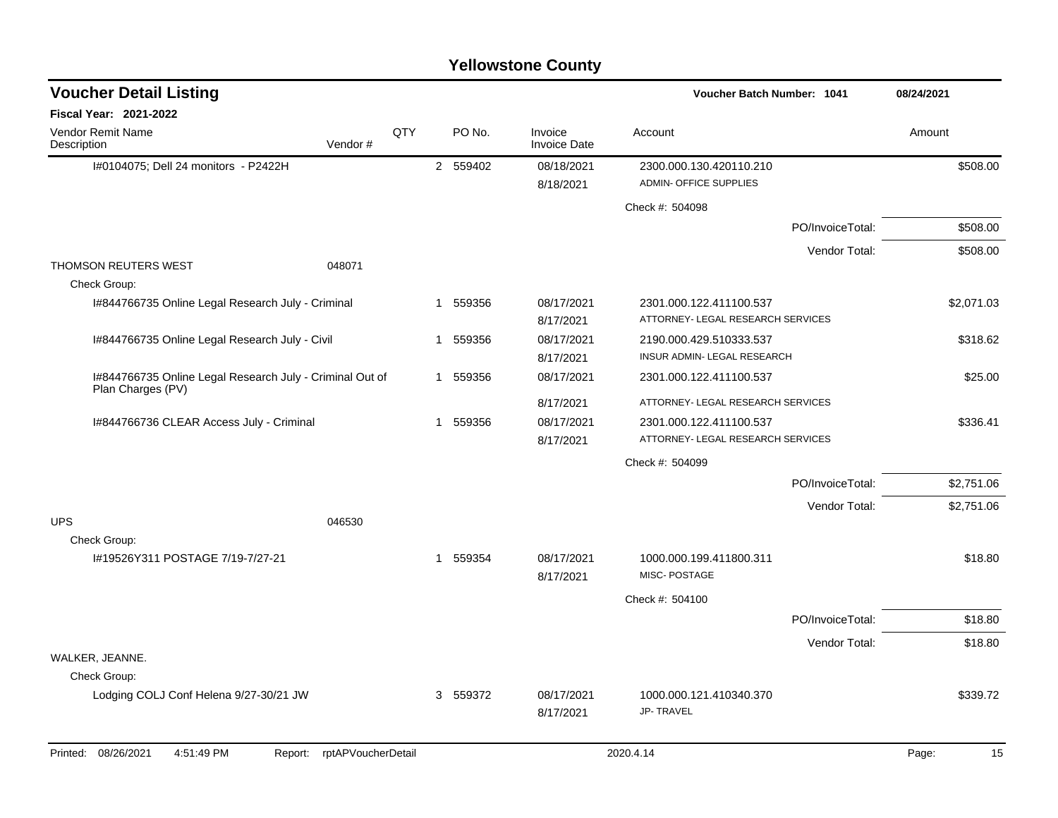# Yellowstone County

## Voucher Detail Listing

Voucher Batch Number: 1041 — 08/24/2021

**Fiscal Year: 2021-2022**

| Vendor Remit Name / Description | Vendor # | QTY | PO No. | Invoice / Invoice Date | Account | Amount |
|---|---|---|---|---|---|---|
| I#0104075; Dell 24 monitors - P2422H | | 2 | 559402 | 08/18/2021 / 8/18/2021 | 2300.000.130.420110.210 ADMIN- OFFICE SUPPLIES | $508.00 |
| | | | | | Check #: 504098 | |
| | | | | | PO/InvoiceTotal: | $508.00 |
| | | | | | Vendor Total: | $508.00 |
| THOMSON REUTERS WEST | 048071 | | | | | |
| Check Group: | | | | | | |
| I#844766735 Online Legal Research July - Criminal | | 1 | 559356 | 08/17/2021 / 8/17/2021 | 2301.000.122.411100.537 ATTORNEY- LEGAL RESEARCH SERVICES | $2,071.03 |
| I#844766735 Online Legal Research July - Civil | | 1 | 559356 | 08/17/2021 / 8/17/2021 | 2190.000.429.510333.537 INSUR ADMIN- LEGAL RESEARCH | $318.62 |
| I#844766735 Online Legal Research July - Criminal Out of Plan Charges (PV) | | 1 | 559356 | 08/17/2021 / 8/17/2021 | 2301.000.122.411100.537 ATTORNEY- LEGAL RESEARCH SERVICES | $25.00 |
| I#844766736 CLEAR Access July - Criminal | | 1 | 559356 | 08/17/2021 / 8/17/2021 | 2301.000.122.411100.537 ATTORNEY- LEGAL RESEARCH SERVICES | $336.41 |
| | | | | | Check #: 504099 | |
| | | | | | PO/InvoiceTotal: | $2,751.06 |
| | | | | | Vendor Total: | $2,751.06 |
| UPS | 046530 | | | | | |
| Check Group: | | | | | | |
| I#19526Y311 POSTAGE 7/19-7/27-21 | | 1 | 559354 | 08/17/2021 / 8/17/2021 | 1000.000.199.411800.311 MISC- POSTAGE | $18.80 |
| | | | | | Check #: 504100 | |
| | | | | | PO/InvoiceTotal: | $18.80 |
| | | | | | Vendor Total: | $18.80 |
| WALKER, JEANNE. | | | | | | |
| Check Group: | | | | | | |
| Lodging COLJ Conf Helena 9/27-30/21 JW | | 3 | 559372 | 08/17/2021 / 8/17/2021 | 1000.000.121.410340.370 JP- TRAVEL | $339.72 |

Printed: 08/26/2021 4:51:49 PM Report: rptAPVoucherDetail 2020.4.14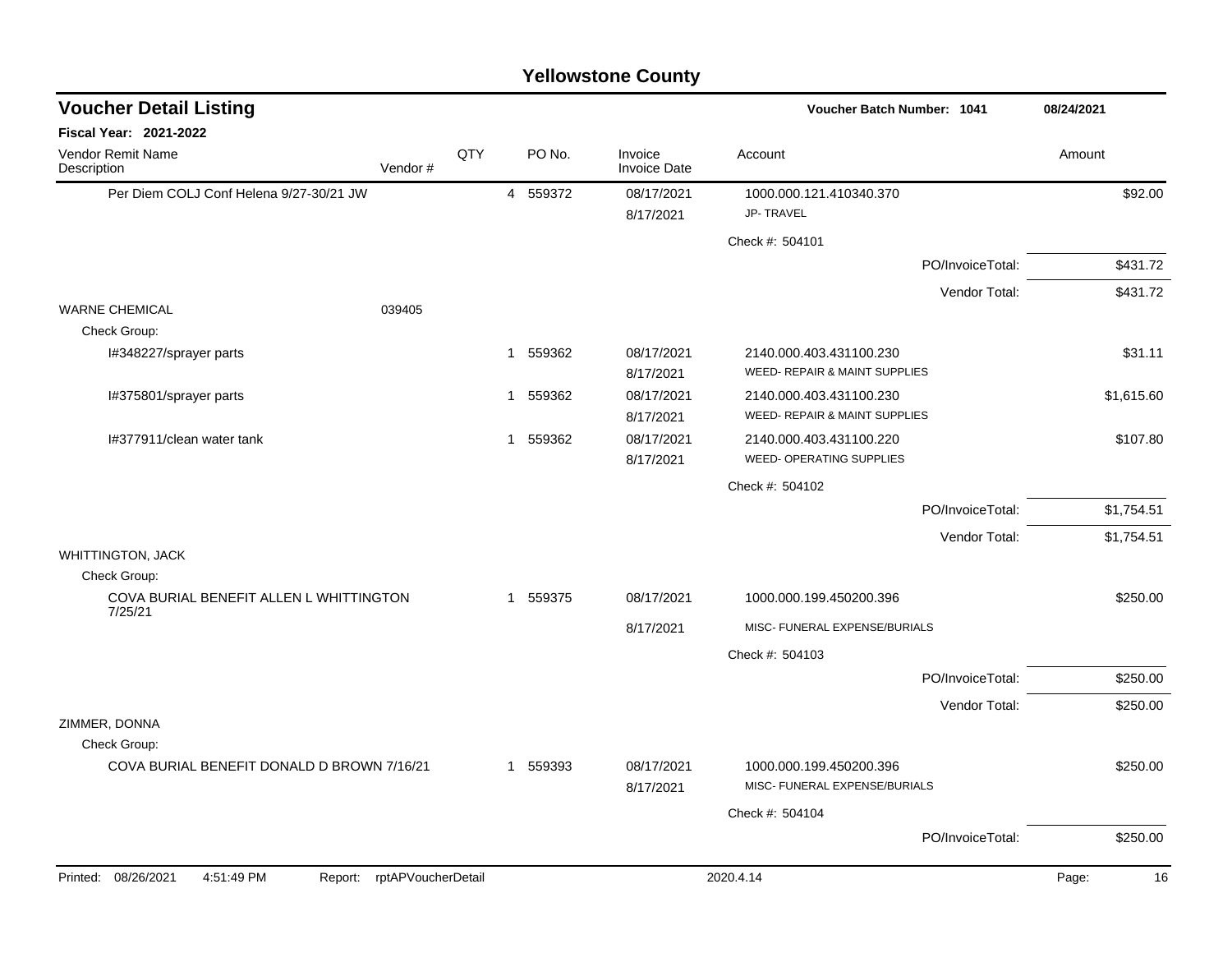# Yellowstone County

## Voucher Detail Listing

**Voucher Batch Number: 1041** 08/24/2021

**Fiscal Year: 2021-2022**

| Vendor Remit Name / Description | Vendor # | QTY | PO No. | Invoice / Invoice Date | Account | Amount |
|---|---|---|---|---|---|---|
| Per Diem COLJ Conf Helena 9/27-30/21 JW | | 4 | 559372 | 08/17/2021 / 8/17/2021 | 1000.000.121.410340.370 JP- TRAVEL | $92.00 |
| | | | | | Check #: 504101 | |
| | | | | | PO/InvoiceTotal: | $431.72 |
| | | | | | Vendor Total: | $431.72 |
| WARNE CHEMICAL | 039405 | | | | | |
| Check Group: | | | | | | |
| I#348227/sprayer parts | | 1 | 559362 | 08/17/2021 / 8/17/2021 | 2140.000.403.431100.230 WEED- REPAIR & MAINT SUPPLIES | $31.11 |
| I#375801/sprayer parts | | 1 | 559362 | 08/17/2021 / 8/17/2021 | 2140.000.403.431100.230 WEED- REPAIR & MAINT SUPPLIES | $1,615.60 |
| I#377911/clean water tank | | 1 | 559362 | 08/17/2021 / 8/17/2021 | 2140.000.403.431100.220 WEED- OPERATING SUPPLIES | $107.80 |
| | | | | | Check #: 504102 | |
| | | | | | PO/InvoiceTotal: | $1,754.51 |
| | | | | | Vendor Total: | $1,754.51 |
| WHITTINGTON, JACK | | | | | | |
| Check Group: | | | | | | |
| COVA BURIAL BENEFIT ALLEN L WHITTINGTON 7/25/21 | | 1 | 559375 | 08/17/2021 / 8/17/2021 | 1000.000.199.450200.396 MISC- FUNERAL EXPENSE/BURIALS | $250.00 |
| | | | | | Check #: 504103 | |
| | | | | | PO/InvoiceTotal: | $250.00 |
| | | | | | Vendor Total: | $250.00 |
| ZIMMER, DONNA | | | | | | |
| Check Group: | | | | | | |
| COVA BURIAL BENEFIT DONALD D BROWN 7/16/21 | | 1 | 559393 | 08/17/2021 / 8/17/2021 | 1000.000.199.450200.396 MISC- FUNERAL EXPENSE/BURIALS | $250.00 |
| | | | | | Check #: 504104 | |
| | | | | | PO/InvoiceTotal: | $250.00 |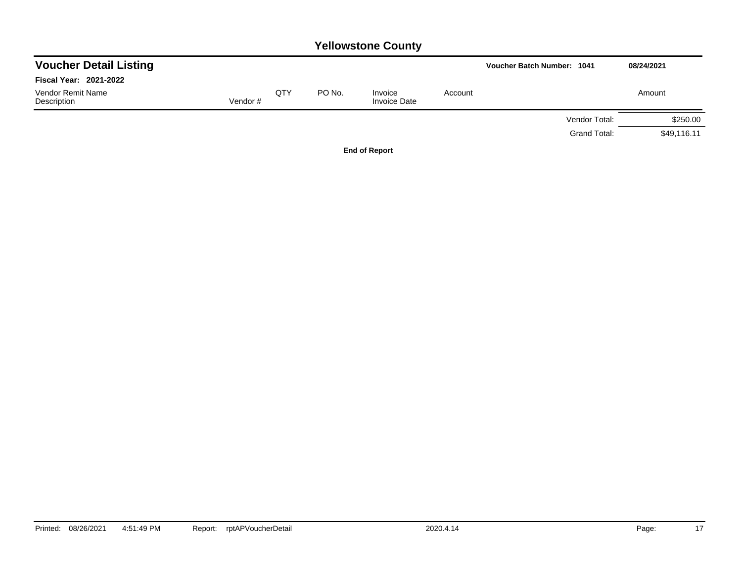# Yellowstone County

## Voucher Detail Listing

**Voucher Batch Number: 1041** **08/24/2021**

**Fiscal Year: 2021-2022**

| Vendor Remit Name<br>Description | Vendor # | QTY | PO No. | Invoice<br>Invoice Date | Account | | Amount |
|---|---|---|---|---|---|---|---|
| | | | | | | Vendor Total: | $250.00 |
| | | | | | | Grand Total: | $49,116.11 |

**End of Report**